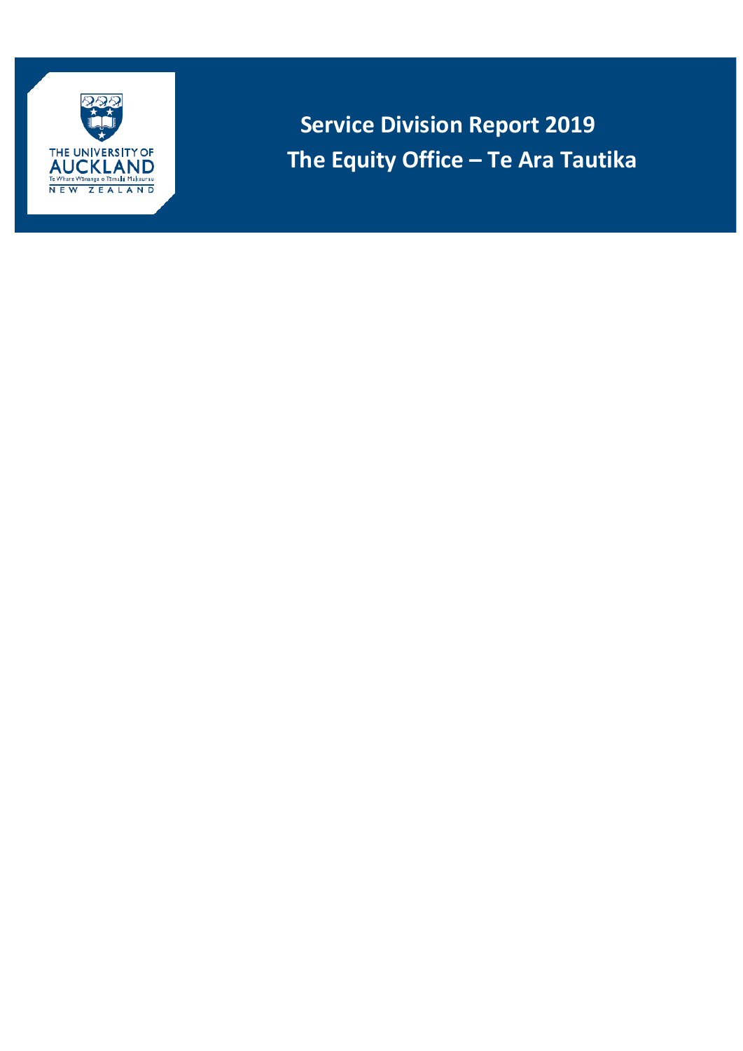# Service Division Report 2019

# The Equity Office – Te Ara Tautika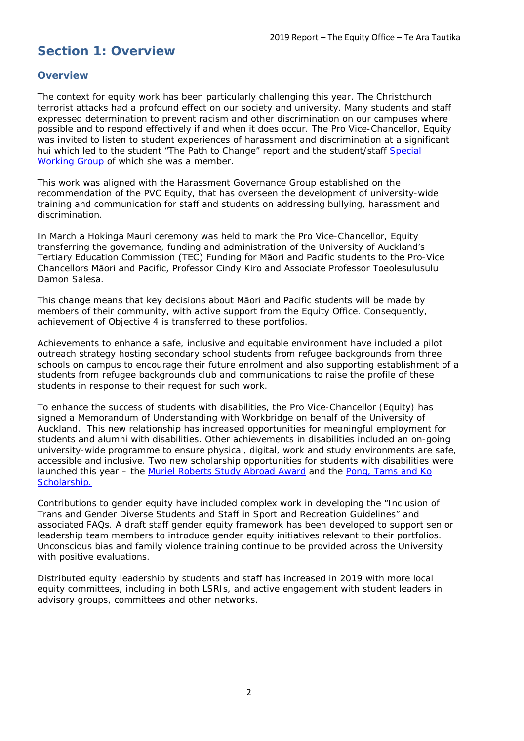# Section 1: Overview

## Overview

The context for equity work has been particularly challenging this year. The Christchurch terrorist attacks had a profound effect on our society and university. Many students and staff expressed determination to prevent racism and other discrimination on our campuses where possible and to respond effectively if and when it does occur. The Pro Vice-Chancellor, Equity was invited to listen to student experiences of harassment and discrimination at a significant hui which led to the student "The Path to Change" report and the student/staff Special Working Group of which she was a member.

This work was aligned with the Harassment Governance Group established on the recommendation of the PVC Equity, that has overseen the development of university-wide training and communication for staff and students on addressing bullying, harassment and discrimination.

In March a Hokinga Mauri ceremony was held to mark the Pro Vice-Chancellor, Equity transferring the governance, funding and administration of the University of Auckland's Tertiary Education Commission (TEC) Funding for Māori and Pacific students to the Pro-Vice Chancellors Māori and Pacific, Professor Cindy Kiro and Associate Professor Toeolesulusulu Damon Salesa.

This change means that key decisions about Māori and Pacific students will be made by members of their community, with active support from the Equity Office. Consequently, achievement of Objective 4 is transferred to these portfolios.

Achievements to enhance a safe, inclusive and equitable environment have included a pilot outreach strategy hosting secondary school students from refugee backgrounds from three schools on campus to encourage their future enrolment and also supporting establishment of a students from refugee backgrounds club and communications to raise the profile of these students in response to their request for such work.

To enhance the success of students with disabilities, the Pro Vice-Chancellor (Equity) has signed a Memorandum of Understanding with Workbridge on behalf of the University of Auckland. This new relationship has increased opportunities for meaningful employment for students and alumni with disabilities. Other achievements in disabilities included an on-going university-wide programme to ensure physical, digital, work and study environments are safe, accessible and inclusive. Two new scholarship opportunities for students with disabilities were launched this year – the Muriel Roberts Study Abroad Award and the Pong, Tams and Ko Scholarship.

Contributions to gender equity have included complex work in developing the "Inclusion of Trans and Gender Diverse Students and Staff in Sport and Recreation Guidelines" and associated FAQs. A draft staff gender equity framework has been developed to support senior leadership team members to introduce gender equity initiatives relevant to their portfolios. Unconscious bias and family violence training continue to be provided across the University with positive evaluations.

Distributed equity leadership by students and staff has increased in 2019 with more local equity committees, including in both LSRIs, and active engagement with student leaders in advisory groups, committees and other networks.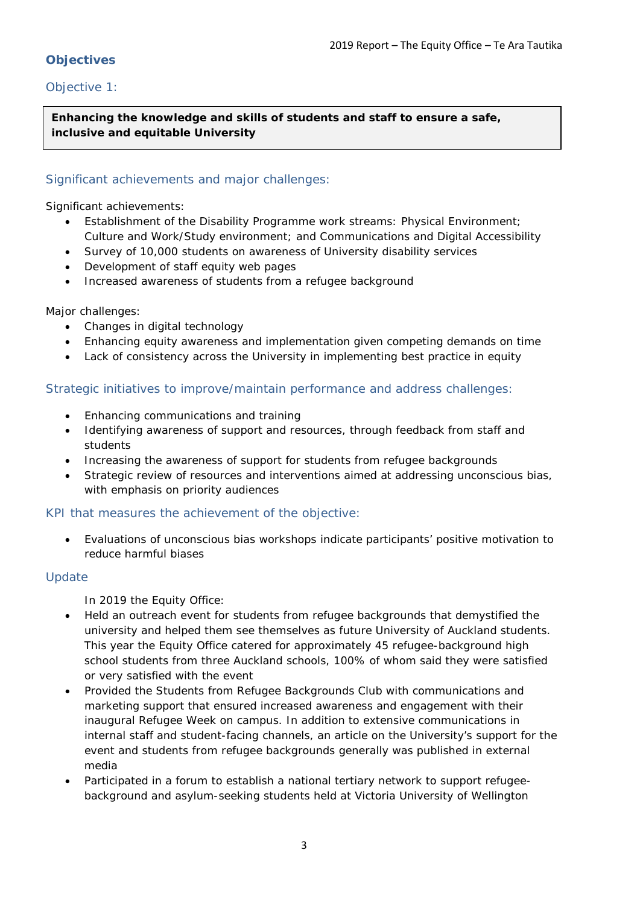## Objectives

### Objective 1:

**Enhancing the knowledge and skills of students and staff to ensure a safe, inclusive and equitable University**

### Significant achievements and major challenges:

Significant achievements:

- Establishment of the Disability Programme work streams: Physical Environment; Culture and Work/Study environment; and Communications and Digital Accessibility
- Survey of 10,000 students on awareness of University disability services
- Development of staff equity web pages
- Increased awareness of students from a refugee background

Major challenges:

- Changes in digital technology
- Enhancing equity awareness and implementation given competing demands on time
- Lack of consistency across the University in implementing best practice in equity

### Strategic initiatives to improve/maintain performance and address challenges:

- Enhancing communications and training
- Identifying awareness of support and resources, through feedback from staff and students
- Increasing the awareness of support for students from refugee backgrounds
- Strategic review of resources and interventions aimed at addressing unconscious bias, with emphasis on priority audiences

### KPI that measures the achievement of the objective:

- Evaluations of unconscious bias workshops indicate participants' positive motivation to reduce harmful biases

### Update

In 2019 the Equity Office:

- Held an outreach event for students from refugee backgrounds that demystified the university and helped them see themselves as future University of Auckland students. This year the Equity Office catered for approximately 45 refugee-background high school students from three Auckland schools, 100% of whom said they were satisfied or very satisfied with the event
- Provided the Students from Refugee Backgrounds Club with communications and marketing support that ensured increased awareness and engagement with their inaugural Refugee Week on campus. In addition to extensive communications in internal staff and student-facing channels, an article on the University's support for the event and students from refugee backgrounds generally was published in external media
- Participated in a forum to establish a national tertiary network to support refugee-background and asylum-seeking students held at Victoria University of Wellington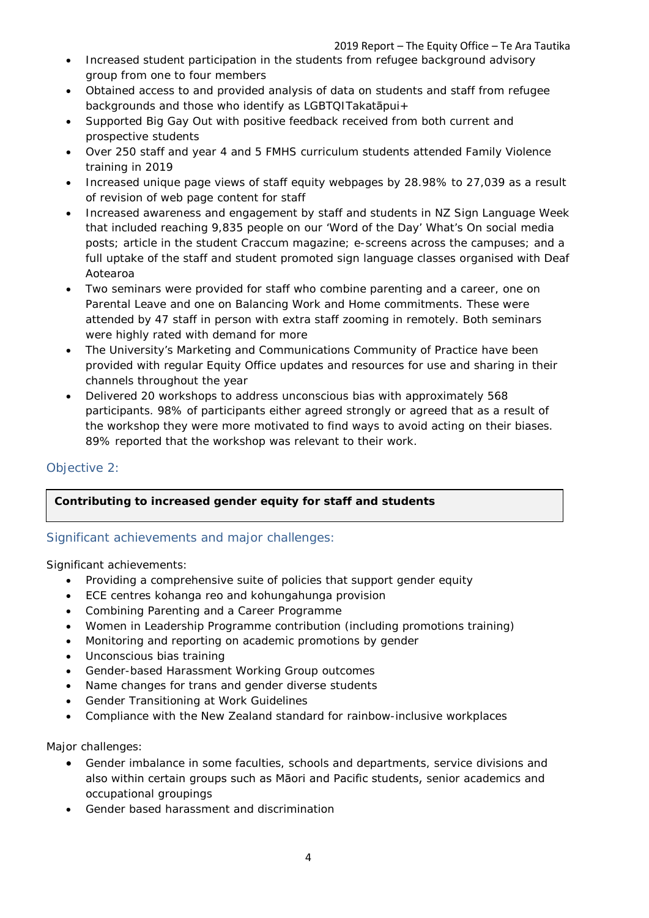- Increased student participation in the students from refugee background advisory group from one to four members
- Obtained access to and provided analysis of data on students and staff from refugee backgrounds and those who identify as LGBTQITakatāpui+
- Supported Big Gay Out with positive feedback received from both current and prospective students
- Over 250 staff and year 4 and 5 FMHS curriculum students attended Family Violence training in 2019
- Increased unique page views of staff equity webpages by 28.98% to 27,039 as a result of revision of web page content for staff
- Increased awareness and engagement by staff and students in NZ Sign Language Week that included reaching 9,835 people on our 'Word of the Day' What's On social media posts; article in the student Craccum magazine; e-screens across the campuses; and a full uptake of the staff and student promoted sign language classes organised with Deaf Aotearoa
- Two seminars were provided for staff who combine parenting and a career, one on Parental Leave and one on Balancing Work and Home commitments. These were attended by 47 staff in person with extra staff zooming in remotely. Both seminars were highly rated with demand for more
- The University's Marketing and Communications Community of Practice have been provided with regular Equity Office updates and resources for use and sharing in their channels throughout the year
- Delivered 20 workshops to address unconscious bias with approximately 568 participants. 98% of participants either agreed strongly or agreed that as a result of the workshop they were more motivated to find ways to avoid acting on their biases. 89% reported that the workshop was relevant to their work.

## Objective 2:

**Contributing to increased gender equity for staff and students**

### Significant achievements and major challenges:

Significant achievements:

- Providing a comprehensive suite of policies that support gender equity
- ECE centres kohanga reo and kohungahunga provision
- Combining Parenting and a Career Programme
- Women in Leadership Programme contribution (including promotions training)
- Monitoring and reporting on academic promotions by gender
- Unconscious bias training
- Gender-based Harassment Working Group outcomes
- Name changes for trans and gender diverse students
- Gender Transitioning at Work Guidelines
- Compliance with the New Zealand standard for rainbow-inclusive workplaces

Major challenges:

- Gender imbalance in some faculties, schools and departments, service divisions and also within certain groups such as Māori and Pacific students, senior academics and occupational groupings
- Gender based harassment and discrimination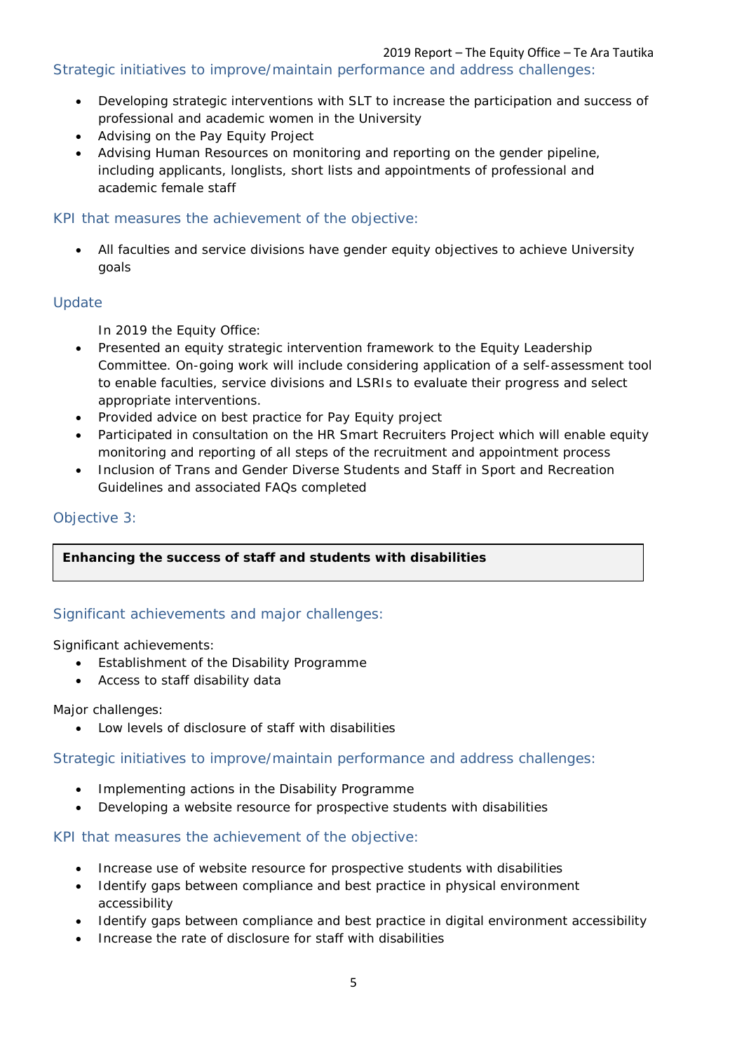### Strategic initiatives to improve/maintain performance and address challenges:

- Developing strategic interventions with SLT to increase the participation and success of professional and academic women in the University
- Advising on the Pay Equity Project
- Advising Human Resources on monitoring and reporting on the gender pipeline, including applicants, longlists, short lists and appointments of professional and academic female staff

### KPI that measures the achievement of the objective:

- All faculties and service divisions have gender equity objectives to achieve University goals

### Update

In 2019 the Equity Office:

- Presented an equity strategic intervention framework to the Equity Leadership Committee. On-going work will include considering application of a self-assessment tool to enable faculties, service divisions and LSRIs to evaluate their progress and select appropriate interventions.
- Provided advice on best practice for Pay Equity project
- Participated in consultation on the HR Smart Recruiters Project which will enable equity monitoring and reporting of all steps of the recruitment and appointment process
- Inclusion of Trans and Gender Diverse Students and Staff in Sport and Recreation Guidelines and associated FAQs completed

## Objective 3:

**Enhancing the success of staff and students with disabilities**

### Significant achievements and major challenges:

Significant achievements:

- Establishment of the Disability Programme
- Access to staff disability data

Major challenges:

- Low levels of disclosure of staff with disabilities

### Strategic initiatives to improve/maintain performance and address challenges:

- Implementing actions in the Disability Programme
- Developing a website resource for prospective students with disabilities

### KPI that measures the achievement of the objective:

- Increase use of website resource for prospective students with disabilities
- Identify gaps between compliance and best practice in physical environment accessibility
- Identify gaps between compliance and best practice in digital environment accessibility
- Increase the rate of disclosure for staff with disabilities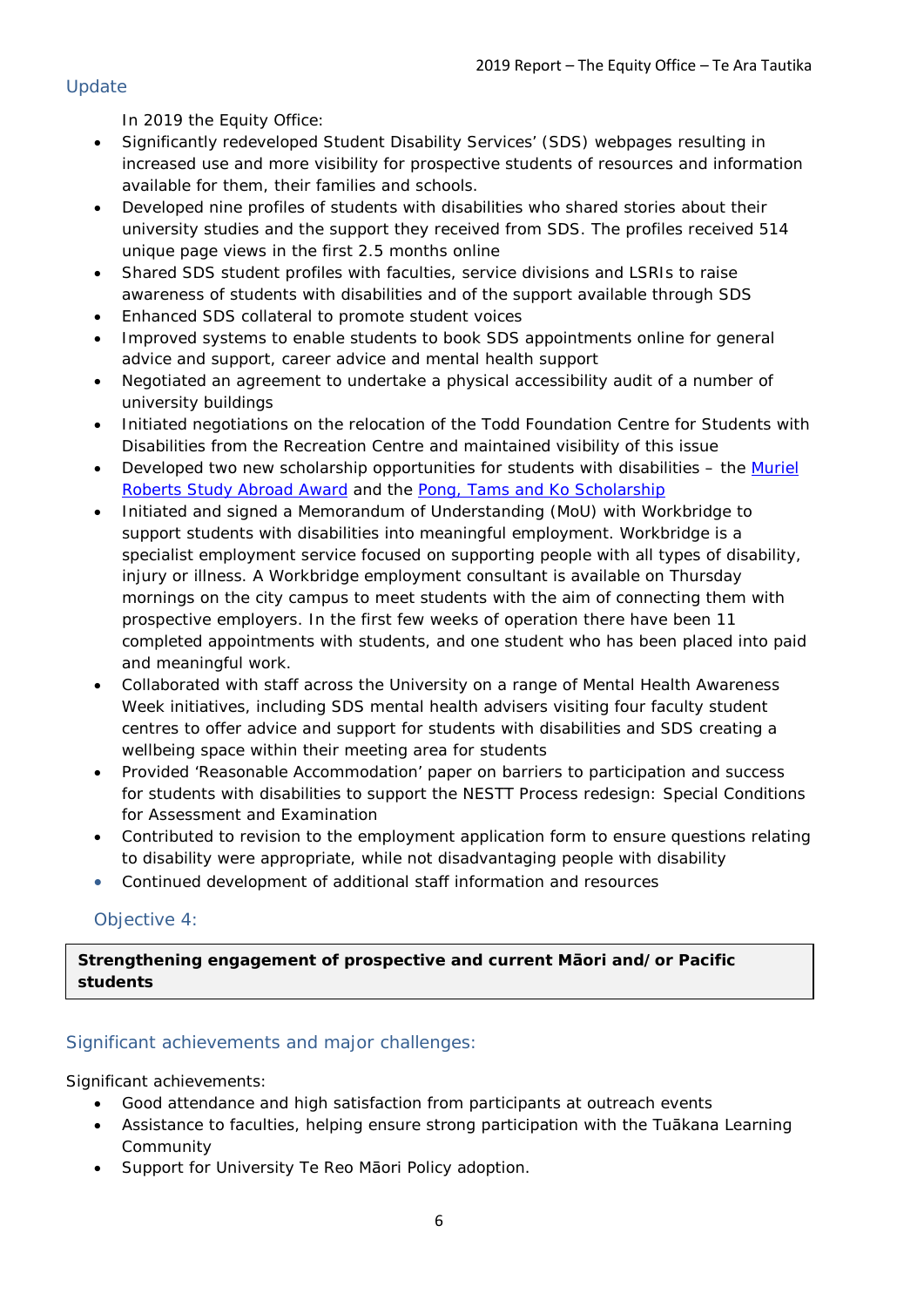## Update

In 2019 the Equity Office:

- Significantly redeveloped Student Disability Services' (SDS) webpages resulting in increased use and more visibility for prospective students of resources and information available for them, their families and schools.
- Developed nine profiles of students with disabilities who shared stories about their university studies and the support they received from SDS. The profiles received 514 unique page views in the first 2.5 months online
- Shared SDS student profiles with faculties, service divisions and LSRIs to raise awareness of students with disabilities and of the support available through SDS
- Enhanced SDS collateral to promote student voices
- Improved systems to enable students to book SDS appointments online for general advice and support, career advice and mental health support
- Negotiated an agreement to undertake a physical accessibility audit of a number of university buildings
- Initiated negotiations on the relocation of the Todd Foundation Centre for Students with Disabilities from the Recreation Centre and maintained visibility of this issue
- Developed two new scholarship opportunities for students with disabilities – the Muriel Roberts Study Abroad Award and the Pong, Tams and Ko Scholarship
- Initiated and signed a Memorandum of Understanding (MoU) with Workbridge to support students with disabilities into meaningful employment. Workbridge is a specialist employment service focused on supporting people with all types of disability, injury or illness. A Workbridge employment consultant is available on Thursday mornings on the city campus to meet students with the aim of connecting them with prospective employers. In the first few weeks of operation there have been 11 completed appointments with students, and one student who has been placed into paid and meaningful work.
- Collaborated with staff across the University on a range of Mental Health Awareness Week initiatives, including SDS mental health advisers visiting four faculty student centres to offer advice and support for students with disabilities and SDS creating a wellbeing space within their meeting area for students
- Provided 'Reasonable Accommodation' paper on barriers to participation and success for students with disabilities to support the NESTT Process redesign: Special Conditions for Assessment and Examination
- Contributed to revision to the employment application form to ensure questions relating to disability were appropriate, while not disadvantaging people with disability
- Continued development of additional staff information and resources

### Objective 4:

**Strengthening engagement of prospective and current Māori and/or Pacific students**

## Significant achievements and major challenges:

Significant achievements:

- Good attendance and high satisfaction from participants at outreach events
- Assistance to faculties, helping ensure strong participation with the Tuākana Learning Community
- Support for University Te Reo Māori Policy adoption.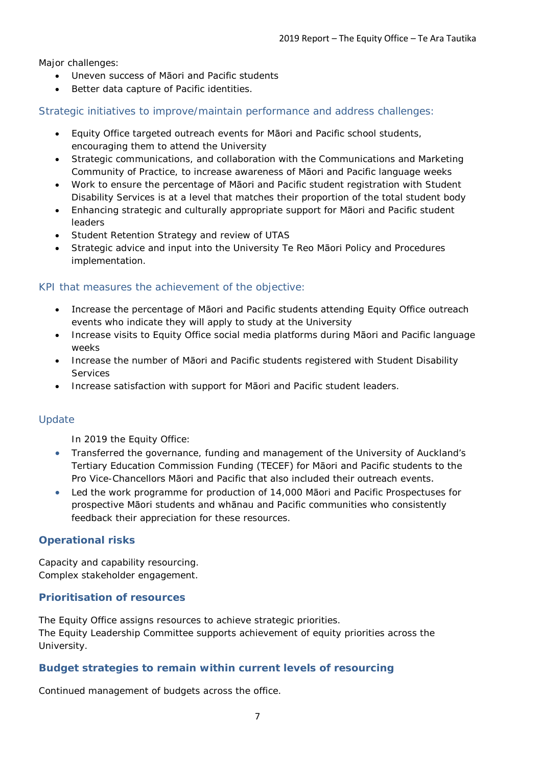Major challenges:

- Uneven success of Māori and Pacific students
- Better data capture of Pacific identities.

### Strategic initiatives to improve/maintain performance and address challenges:

- Equity Office targeted outreach events for Māori and Pacific school students, encouraging them to attend the University
- Strategic communications, and collaboration with the Communications and Marketing Community of Practice, to increase awareness of Māori and Pacific language weeks
- Work to ensure the percentage of Māori and Pacific student registration with Student Disability Services is at a level that matches their proportion of the total student body
- Enhancing strategic and culturally appropriate support for Māori and Pacific student leaders
- Student Retention Strategy and review of UTAS
- Strategic advice and input into the University Te Reo Māori Policy and Procedures implementation.

### KPI that measures the achievement of the objective:

- Increase the percentage of Māori and Pacific students attending Equity Office outreach events who indicate they will apply to study at the University
- Increase visits to Equity Office social media platforms during Māori and Pacific language weeks
- Increase the number of Māori and Pacific students registered with Student Disability Services
- Increase satisfaction with support for Māori and Pacific student leaders.

### Update

In 2019 the Equity Office:

- Transferred the governance, funding and management of the University of Auckland's Tertiary Education Commission Funding (TECEF) for Māori and Pacific students to the Pro Vice-Chancellors Māori and Pacific that also included their outreach events.
- Led the work programme for production of 14,000 Māori and Pacific Prospectuses for prospective Māori students and whānau and Pacific communities who consistently feedback their appreciation for these resources.

## Operational risks

Capacity and capability resourcing.
Complex stakeholder engagement.

## Prioritisation of resources

The Equity Office assigns resources to achieve strategic priorities.
The Equity Leadership Committee supports achievement of equity priorities across the University.

## Budget strategies to remain within current levels of resourcing

Continued management of budgets across the office.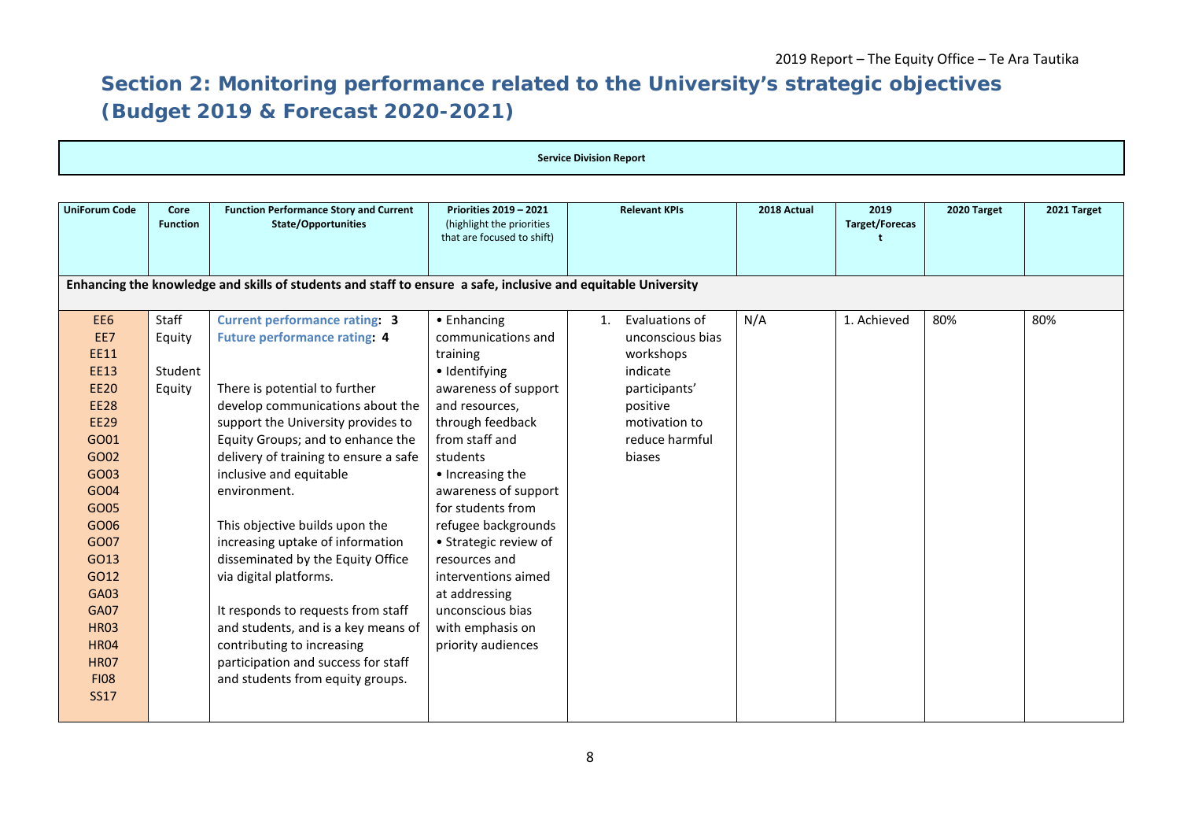## Section 2: Monitoring performance related to the University's strategic objectives (Budget 2019 & Forecast 2020-2021)

**Service Division Report**

| UniForum Code | Core Function | Function Performance Story and Current State/Opportunities | Priorities 2019 – 2021 (highlight the priorities that are focused to shift) | Relevant KPIs | 2018 Actual | 2019 Target/Forecast | 2020 Target | 2021 Target |
|---|---|---|---|---|---|---|---|---|
| **Enhancing the knowledge and skills of students and staff to ensure a safe, inclusive and equitable University** | | | | | | | | |
| EE6<br>EE7<br>EE11<br>EE13<br>EE20<br>EE28<br>EE29<br>GO01<br>GO02<br>GO03<br>GO04<br>GO05<br>GO06<br>GO07<br>GO13<br>GO12<br>GA03<br>GA07<br>HR03<br>HR04<br>HR07<br>FI08<br>SS17 | Staff Equity<br><br>Student Equity | **Current performance rating: 3**<br>**Future performance rating: 4**<br><br>There is potential to further develop communications about the support the University provides to Equity Groups; and to enhance the delivery of training to ensure a safe inclusive and equitable environment.<br><br>This objective builds upon the increasing uptake of information disseminated by the Equity Office via digital platforms.<br><br>It responds to requests from staff and students, and is a key means of contributing to increasing participation and success for staff and students from equity groups. | • Enhancing communications and training<br>• Identifying awareness of support and resources, through feedback from staff and students<br>• Increasing the awareness of support for students from refugee backgrounds<br>• Strategic review of resources and interventions aimed at addressing unconscious bias with emphasis on priority audiences | 1. Evaluations of unconscious bias workshops indicate participants' positive motivation to reduce harmful biases | N/A | 1. Achieved | 80% | 80% |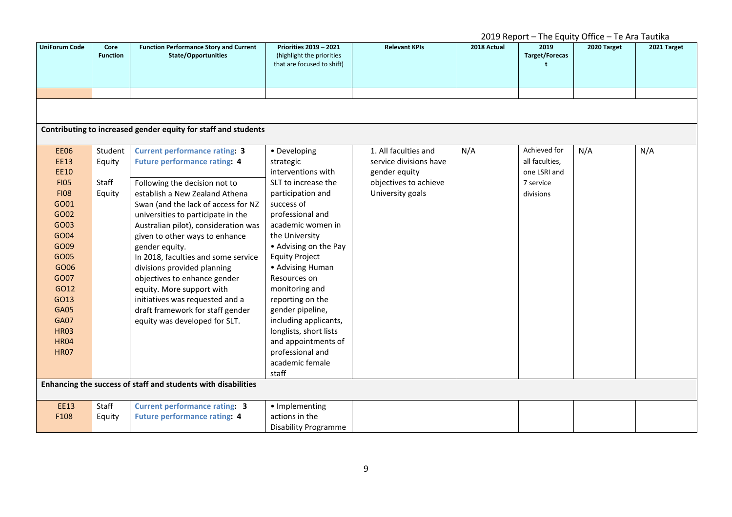| UniForum Code | Core Function | Function Performance Story and Current State/Opportunities | Priorities 2019 – 2021 (highlight the priorities that are focused to shift) | Relevant KPIs | 2018 Actual | 2019 Target/Forecast | 2020 Target | 2021 Target |
|---|---|---|---|---|---|---|---|---|
| | | | | | | | | |
| **Contributing to increased gender equity for staff and students** | | | | | | | | |
| EE06 EE13 EE10 FI05 FI08 GO01 GO02 GO03 GO04 GO09 GO05 GO06 GO07 GO12 GO13 GA05 GA07 HR03 HR04 HR07 | Student Equity<br><br>Staff Equity | **Current performance rating: 3**<br>**Future performance rating: 4**<br><br>Following the decision not to establish a New Zealand Athena Swan (and the lack of access for NZ universities to participate in the Australian pilot), consideration was given to other ways to enhance gender equity.<br>In 2018, faculties and some service divisions provided planning objectives to enhance gender equity. More support with initiatives was requested and a draft framework for staff gender equity was developed for SLT. | • Developing strategic interventions with SLT to increase the participation and success of professional and academic women in the University<br>• Advising on the Pay Equity Project<br>• Advising Human Resources on monitoring and reporting on the gender pipeline, including applicants, longlists, short lists and appointments of professional and academic female staff | 1. All faculties and service divisions have gender equity objectives to achieve University goals | N/A | Achieved for all faculties, one LSRI and 7 service divisions | N/A | N/A |
| **Enhancing the success of staff and students with disabilities** | | | | | | | | |
| EE13 F108 | Staff Equity | **Current performance rating: 3**<br>**Future performance rating: 4** | • Implementing actions in the Disability Programme | | | | | |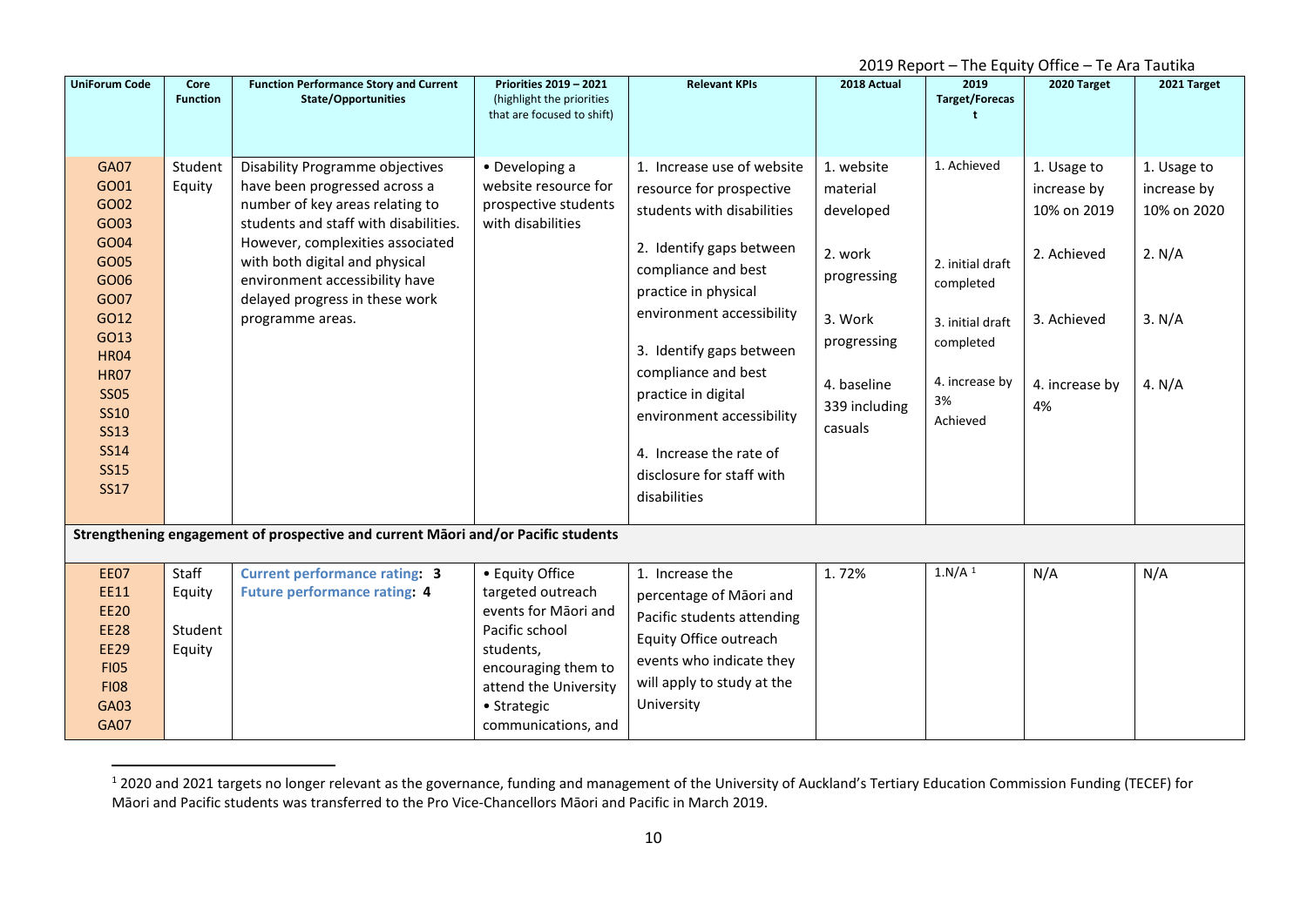| UniForum Code | Core Function | Function Performance Story and Current State/Opportunities | Priorities 2019 – 2021 (highlight the priorities that are focused to shift) | Relevant KPIs | 2018 Actual | 2019 Target/Forecast | 2020 Target | 2021 Target |
|---|---|---|---|---|---|---|---|---|
| GA07 GO01 GO02 GO03 GO04 GO05 GO06 GO07 GO12 GO13 HR04 HR07 SS05 SS10 SS13 SS14 SS15 SS17 | Student Equity | Disability Programme objectives have been progressed across a number of key areas relating to students and staff with disabilities. However, complexities associated with both digital and physical environment accessibility have delayed progress in these work programme areas. | • Developing a website resource for prospective students with disabilities | 1. Increase use of website resource for prospective students with disabilities<br><br>2. Identify gaps between compliance and best practice in physical environment accessibility<br><br>3. Identify gaps between compliance and best practice in digital environment accessibility<br><br>4. Increase the rate of disclosure for staff with disabilities | 1. website material developed<br><br>2. work progressing<br><br>3. Work progressing<br><br>4. baseline 339 including casuals | 1. Achieved<br><br>2. initial draft completed<br><br>3. initial draft completed<br><br>4. increase by 3% Achieved | 1. Usage to increase by 10% on 2019<br><br>2. Achieved<br><br>3. Achieved<br><br>4. increase by 4% | 1. Usage to increase by 10% on 2020<br><br>2. N/A<br><br>3. N/A<br><br>4. N/A |
| **Strengthening engagement of prospective and current Māori and/or Pacific students** | | | | | | | | |
| EE07 EE11 EE20 EE28 EE29 FI05 FI08 GA03 GA07 | Staff Equity<br><br>Student Equity | **Current performance rating: 3**<br>**Future performance rating: 4** | • Equity Office targeted outreach events for Māori and Pacific school students, encouraging them to attend the University<br>• Strategic communications, and | 1. Increase the percentage of Māori and Pacific students attending Equity Office outreach events who indicate they will apply to study at the University | 1. 72% | 1.N/A [1] | N/A | N/A |

[1] 2020 and 2021 targets no longer relevant as the governance, funding and management of the University of Auckland's Tertiary Education Commission Funding (TECEF) for Māori and Pacific students was transferred to the Pro Vice-Chancellors Māori and Pacific in March 2019.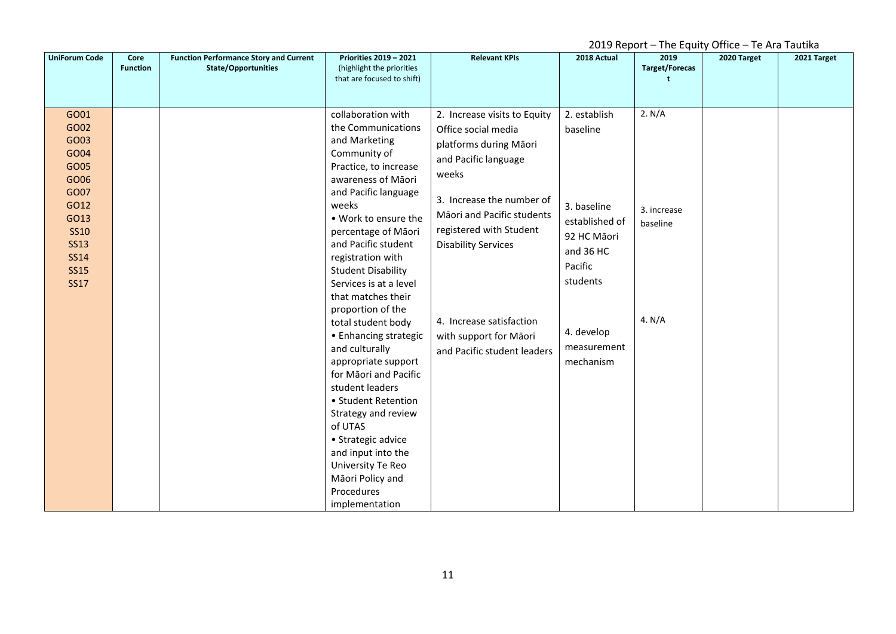| UniForum Code | Core Function | Function Performance Story and Current State/Opportunities | Priorities 2019 – 2021 (highlight the priorities that are focused to shift) | Relevant KPIs | 2018 Actual | 2019 Target/Forecast | 2020 Target | 2021 Target |
|---|---|---|---|---|---|---|---|---|
| GO01<br>GO02<br>GO03<br>GO04<br>GO05<br>GO06<br>GO07<br>GO12<br>GO13<br>SS10<br>SS13<br>SS14<br>SS15<br>SS17 | | | collaboration with the Communications and Marketing Community of Practice, to increase awareness of Māori and Pacific language weeks<br>• Work to ensure the percentage of Māori and Pacific student registration with Student Disability Services is at a level that matches their proportion of the total student body<br>• Enhancing strategic and culturally appropriate support for Māori and Pacific student leaders<br>• Student Retention Strategy and review of UTAS<br>• Strategic advice and input into the University Te Reo Māori Policy and Procedures implementation | 2. Increase visits to Equity Office social media platforms during Māori and Pacific language weeks<br><br>3. Increase the number of Māori and Pacific students registered with Student Disability Services<br><br>4. Increase satisfaction with support for Māori and Pacific student leaders | 2. establish baseline<br><br>3. baseline established of 92 HC Māori and 36 HC Pacific students<br><br>4. develop measurement mechanism | 2. N/A<br><br>3. increase baseline<br><br>4. N/A | | |